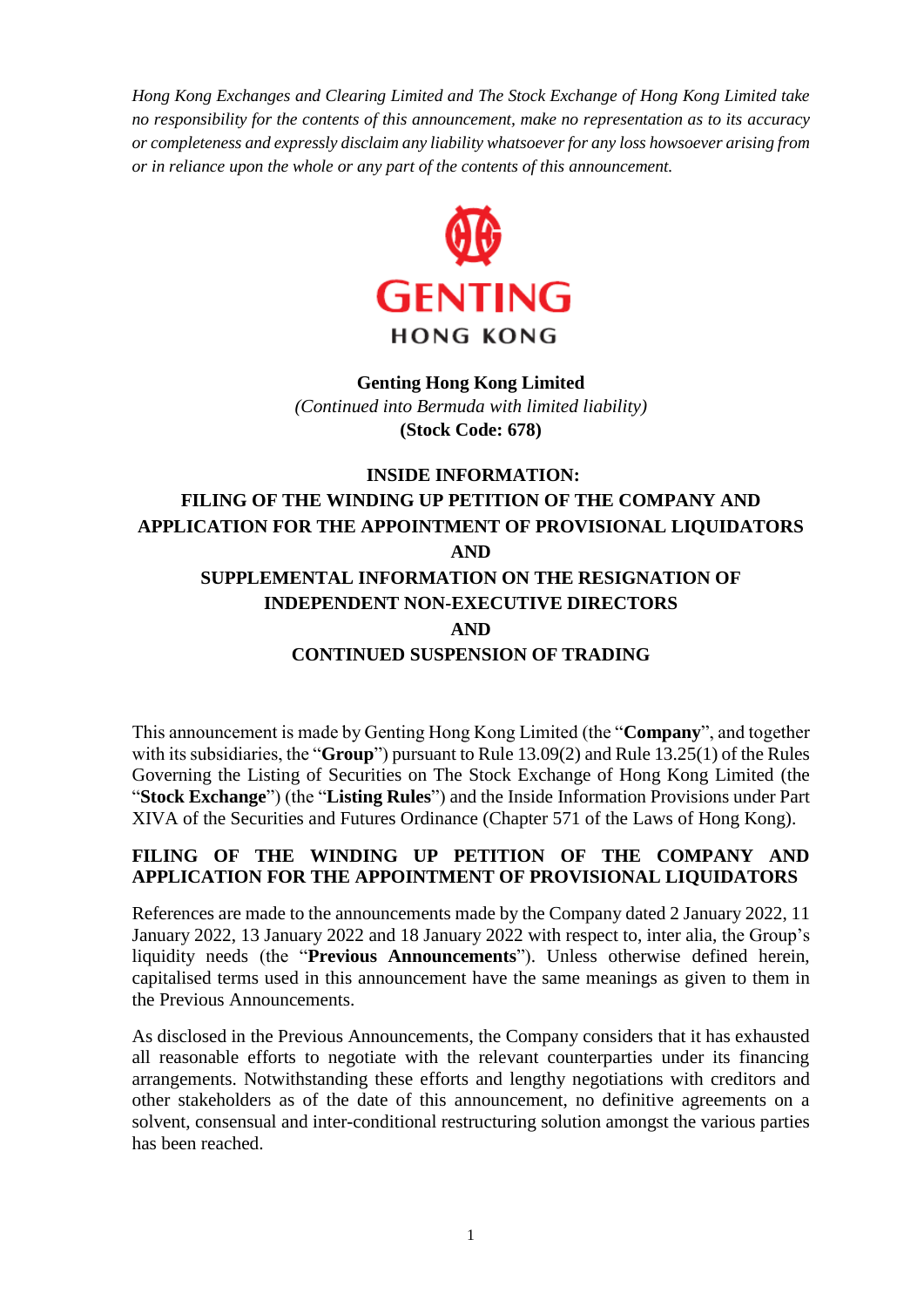*Hong Kong Exchanges and Clearing Limited and The Stock Exchange of Hong Kong Limited take no responsibility for the contents of this announcement, make no representation as to its accuracy or completeness and expressly disclaim any liability whatsoever for any loss howsoever arising from or in reliance upon the whole or any part of the contents of this announcement.*

GENTING
HONG KONG

**Genting Hong Kong Limited**
*(Continued into Bermuda with limited liability)*
**(Stock Code: 678)**

# INSIDE INFORMATION: FILING OF THE WINDING UP PETITION OF THE COMPANY AND APPLICATION FOR THE APPOINTMENT OF PROVISIONAL LIQUIDATORS AND SUPPLEMENTAL INFORMATION ON THE RESIGNATION OF INDEPENDENT NON-EXECUTIVE DIRECTORS AND CONTINUED SUSPENSION OF TRADING

This announcement is made by Genting Hong Kong Limited (the "**Company**", and together with its subsidiaries, the "**Group**") pursuant to Rule 13.09(2) and Rule 13.25(1) of the Rules Governing the Listing of Securities on The Stock Exchange of Hong Kong Limited (the "**Stock Exchange**") (the "**Listing Rules**") and the Inside Information Provisions under Part XIVA of the Securities and Futures Ordinance (Chapter 571 of the Laws of Hong Kong).

## FILING OF THE WINDING UP PETITION OF THE COMPANY AND APPLICATION FOR THE APPOINTMENT OF PROVISIONAL LIQUIDATORS

References are made to the announcements made by the Company dated 2 January 2022, 11 January 2022, 13 January 2022 and 18 January 2022 with respect to, inter alia, the Group's liquidity needs (the "**Previous Announcements**"). Unless otherwise defined herein, capitalised terms used in this announcement have the same meanings as given to them in the Previous Announcements.

As disclosed in the Previous Announcements, the Company considers that it has exhausted all reasonable efforts to negotiate with the relevant counterparties under its financing arrangements. Notwithstanding these efforts and lengthy negotiations with creditors and other stakeholders as of the date of this announcement, no definitive agreements on a solvent, consensual and inter-conditional restructuring solution amongst the various parties has been reached.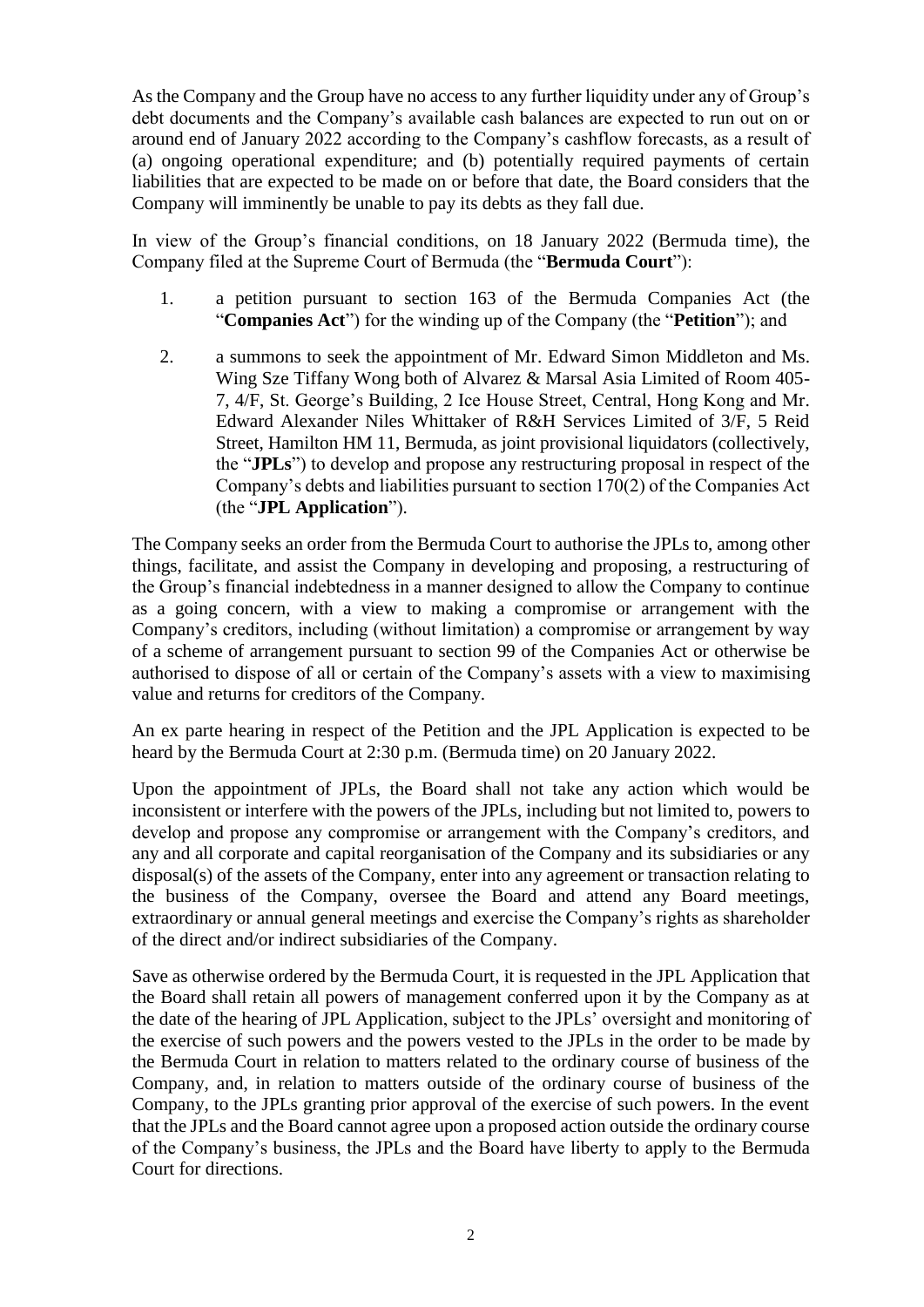As the Company and the Group have no access to any further liquidity under any of Group's debt documents and the Company's available cash balances are expected to run out on or around end of January 2022 according to the Company's cashflow forecasts, as a result of (a) ongoing operational expenditure; and (b) potentially required payments of certain liabilities that are expected to be made on or before that date, the Board considers that the Company will imminently be unable to pay its debts as they fall due.

In view of the Group's financial conditions, on 18 January 2022 (Bermuda time), the Company filed at the Supreme Court of Bermuda (the "**Bermuda Court**"):

1. a petition pursuant to section 163 of the Bermuda Companies Act (the "**Companies Act**") for the winding up of the Company (the "**Petition**"); and
2. a summons to seek the appointment of Mr. Edward Simon Middleton and Ms. Wing Sze Tiffany Wong both of Alvarez & Marsal Asia Limited of Room 405-7, 4/F, St. George's Building, 2 Ice House Street, Central, Hong Kong and Mr. Edward Alexander Niles Whittaker of R&H Services Limited of 3/F, 5 Reid Street, Hamilton HM 11, Bermuda, as joint provisional liquidators (collectively, the "**JPLs**") to develop and propose any restructuring proposal in respect of the Company's debts and liabilities pursuant to section 170(2) of the Companies Act (the "**JPL Application**").

The Company seeks an order from the Bermuda Court to authorise the JPLs to, among other things, facilitate, and assist the Company in developing and proposing, a restructuring of the Group's financial indebtedness in a manner designed to allow the Company to continue as a going concern, with a view to making a compromise or arrangement with the Company's creditors, including (without limitation) a compromise or arrangement by way of a scheme of arrangement pursuant to section 99 of the Companies Act or otherwise be authorised to dispose of all or certain of the Company's assets with a view to maximising value and returns for creditors of the Company.

An ex parte hearing in respect of the Petition and the JPL Application is expected to be heard by the Bermuda Court at 2:30 p.m. (Bermuda time) on 20 January 2022.

Upon the appointment of JPLs, the Board shall not take any action which would be inconsistent or interfere with the powers of the JPLs, including but not limited to, powers to develop and propose any compromise or arrangement with the Company's creditors, and any and all corporate and capital reorganisation of the Company and its subsidiaries or any disposal(s) of the assets of the Company, enter into any agreement or transaction relating to the business of the Company, oversee the Board and attend any Board meetings, extraordinary or annual general meetings and exercise the Company's rights as shareholder of the direct and/or indirect subsidiaries of the Company.

Save as otherwise ordered by the Bermuda Court, it is requested in the JPL Application that the Board shall retain all powers of management conferred upon it by the Company as at the date of the hearing of JPL Application, subject to the JPLs' oversight and monitoring of the exercise of such powers and the powers vested to the JPLs in the order to be made by the Bermuda Court in relation to matters related to the ordinary course of business of the Company, and, in relation to matters outside of the ordinary course of business of the Company, to the JPLs granting prior approval of the exercise of such powers. In the event that the JPLs and the Board cannot agree upon a proposed action outside the ordinary course of the Company's business, the JPLs and the Board have liberty to apply to the Bermuda Court for directions.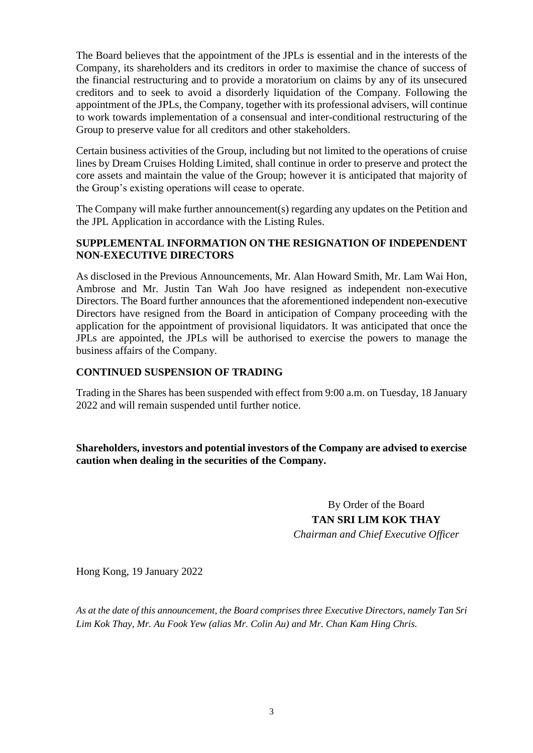The Board believes that the appointment of the JPLs is essential and in the interests of the Company, its shareholders and its creditors in order to maximise the chance of success of the financial restructuring and to provide a moratorium on claims by any of its unsecured creditors and to seek to avoid a disorderly liquidation of the Company. Following the appointment of the JPLs, the Company, together with its professional advisers, will continue to work towards implementation of a consensual and inter-conditional restructuring of the Group to preserve value for all creditors and other stakeholders.

Certain business activities of the Group, including but not limited to the operations of cruise lines by Dream Cruises Holding Limited, shall continue in order to preserve and protect the core assets and maintain the value of the Group; however it is anticipated that majority of the Group's existing operations will cease to operate.

The Company will make further announcement(s) regarding any updates on the Petition and the JPL Application in accordance with the Listing Rules.

## SUPPLEMENTAL INFORMATION ON THE RESIGNATION OF INDEPENDENT NON-EXECUTIVE DIRECTORS

As disclosed in the Previous Announcements, Mr. Alan Howard Smith, Mr. Lam Wai Hon, Ambrose and Mr. Justin Tan Wah Joo have resigned as independent non-executive Directors. The Board further announces that the aforementioned independent non-executive Directors have resigned from the Board in anticipation of Company proceeding with the application for the appointment of provisional liquidators. It was anticipated that once the JPLs are appointed, the JPLs will be authorised to exercise the powers to manage the business affairs of the Company.

## CONTINUED SUSPENSION OF TRADING

Trading in the Shares has been suspended with effect from 9:00 a.m. on Tuesday, 18 January 2022 and will remain suspended until further notice.

**Shareholders, investors and potential investors of the Company are advised to exercise caution when dealing in the securities of the Company.**

By Order of the Board
**TAN SRI LIM KOK THAY**
*Chairman and Chief Executive Officer*

Hong Kong, 19 January 2022

*As at the date of this announcement, the Board comprises three Executive Directors, namely Tan Sri Lim Kok Thay, Mr. Au Fook Yew (alias Mr. Colin Au) and Mr. Chan Kam Hing Chris.*